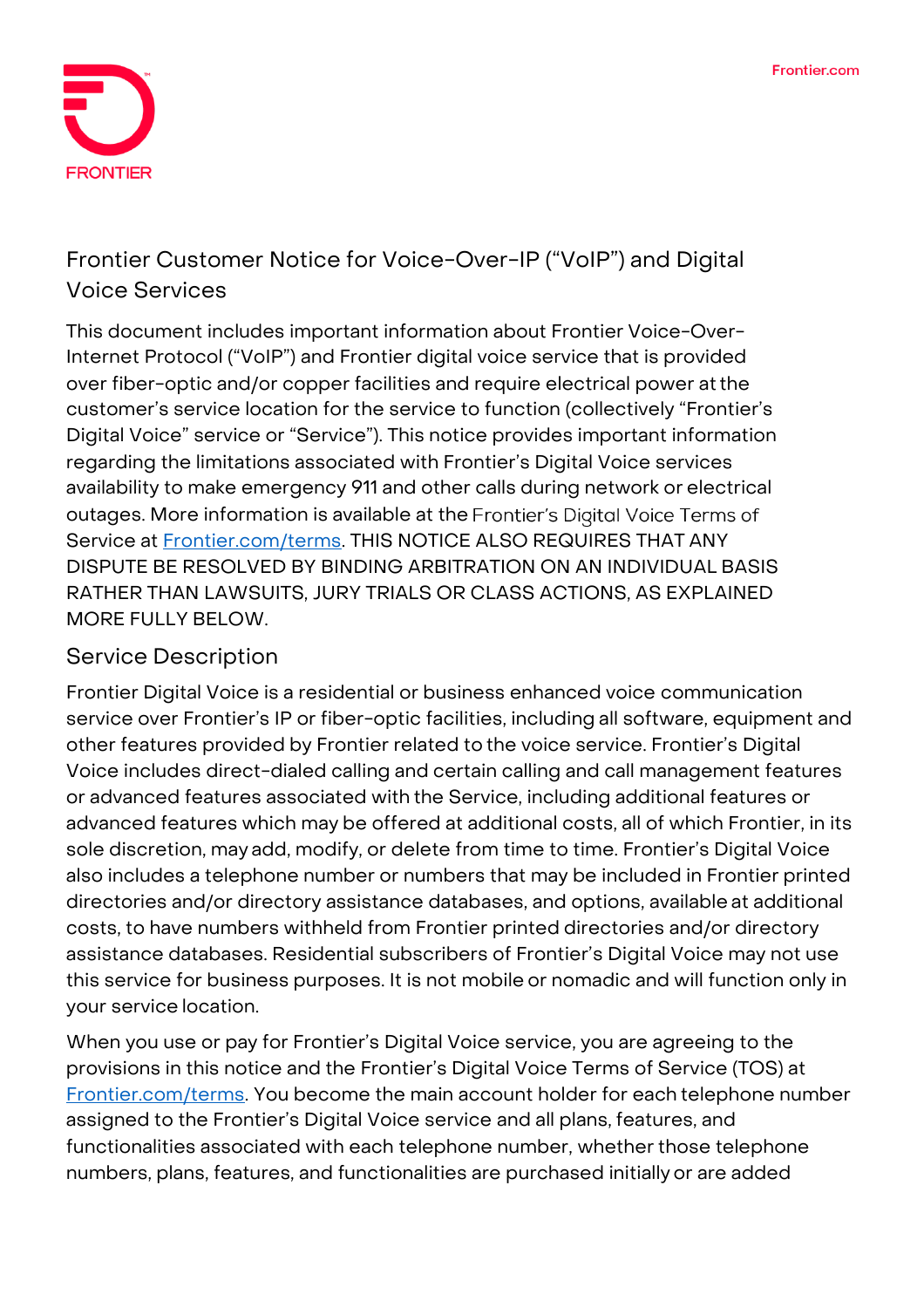# Frontier Customer Notice for Voice-Over-IP ("VoIP") and Digital Voice Services

This document includes important information about Frontier Voice-Over-Internet Protocol ("VoIP") and Frontier digital voice service that is provided over fiber-optic and/or copper facilities and require electrical power at the customer's service location for the service to function (collectively "Frontier's Digital Voice" service or "Service"). This notice provides important information regarding the limitations associated with Frontier's Digital Voice services availability to make emergency 911 and other calls during network or electrical outages. More information is available at the Frontier's Digital Voice Terms of Service at [Frontier.com/terms](Frontier.com/terms). THIS NOTICE ALSO REQUIRES THAT ANY DISPUTE BE RESOLVED BY BINDING ARBITRATION ON AN INDIVIDUAL BASIS RATHER THAN LAWSUITS, JURY TRIALS OR CLASS ACTIONS, AS EXPLAINED MORE FULLY BELOW.

## Service Description

Frontier Digital Voice is a residential or business enhanced voice communication service over Frontier's IP or fiber-optic facilities, including all software, equipment and other features provided by Frontier related to the voice service. Frontier's Digital Voice includes direct-dialed calling and certain calling and call management features or advanced features associated with the Service, including additional features or advanced features which may be offered at additional costs, all of which Frontier, in its sole discretion, may add, modify, or delete from time to time. Frontier's Digital Voice also includes a telephone number or numbers that may be included in Frontier printed directories and/or directory assistance databases, and options, available at additional costs, to have numbers withheld from Frontier printed directories and/or directory assistance databases. Residential subscribers of Frontier's Digital Voice may not use this service for business purposes. It is not mobile or nomadic and will function only in your service location.

When you use or pay for Frontier's Digital Voice service, you are agreeing to the provisions in this notice and the Frontier's Digital Voice Terms of Service (TOS) at [Frontier.com/terms](Frontier.com/terms). You become the main account holder for each telephone number assigned to the Frontier's Digital Voice service and all plans, features, and functionalities associated with each telephone number, whether those telephone numbers, plans, features, and functionalities are purchased initially or are added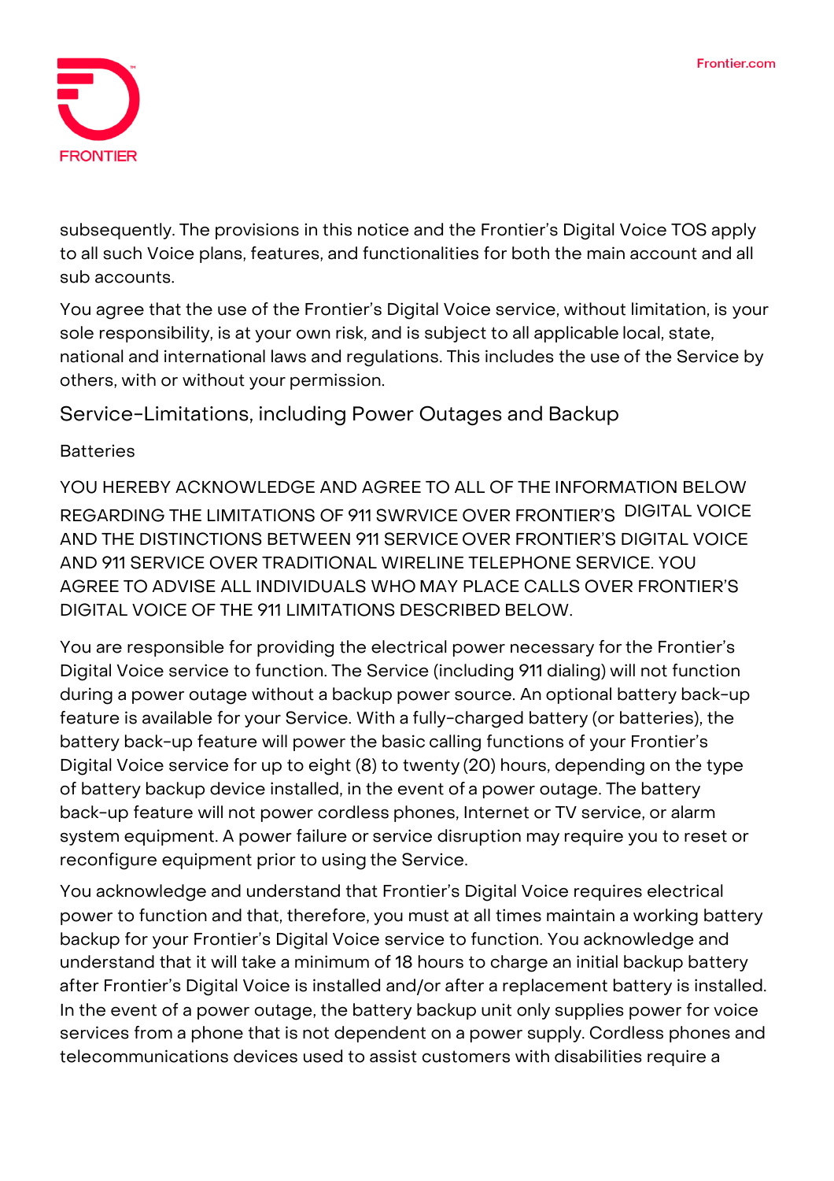subsequently. The provisions in this notice and the Frontier's Digital Voice TOS apply to all such Voice plans, features, and functionalities for both the main account and all sub accounts.

You agree that the use of the Frontier's Digital Voice service, without limitation, is your sole responsibility, is at your own risk, and is subject to all applicable local, state, national and international laws and regulations. This includes the use of the Service by others, with or without your permission.

## Service-Limitations, including Power Outages and Backup

### Batteries

YOU HEREBY ACKNOWLEDGE AND AGREE TO ALL OF THE INFORMATION BELOW REGARDING THE LIMITATIONS OF 911 SWRVICE OVER FRONTIER'S DIGITAL VOICE AND THE DISTINCTIONS BETWEEN 911 SERVICE OVER FRONTIER'S DIGITAL VOICE AND 911 SERVICE OVER TRADITIONAL WIRELINE TELEPHONE SERVICE. YOU AGREE TO ADVISE ALL INDIVIDUALS WHO MAY PLACE CALLS OVER FRONTIER'S DIGITAL VOICE OF THE 911 LIMITATIONS DESCRIBED BELOW.

You are responsible for providing the electrical power necessary for the Frontier's Digital Voice service to function. The Service (including 911 dialing) will not function during a power outage without a backup power source. An optional battery back-up feature is available for your Service. With a fully-charged battery (or batteries), the battery back-up feature will power the basic calling functions of your Frontier's Digital Voice service for up to eight (8) to twenty (20) hours, depending on the type of battery backup device installed, in the event of a power outage. The battery back-up feature will not power cordless phones, Internet or TV service, or alarm system equipment. A power failure or service disruption may require you to reset or reconfigure equipment prior to using the Service.

You acknowledge and understand that Frontier's Digital Voice requires electrical power to function and that, therefore, you must at all times maintain a working battery backup for your Frontier's Digital Voice service to function. You acknowledge and understand that it will take a minimum of 18 hours to charge an initial backup battery after Frontier's Digital Voice is installed and/or after a replacement battery is installed. In the event of a power outage, the battery backup unit only supplies power for voice services from a phone that is not dependent on a power supply. Cordless phones and telecommunications devices used to assist customers with disabilities require a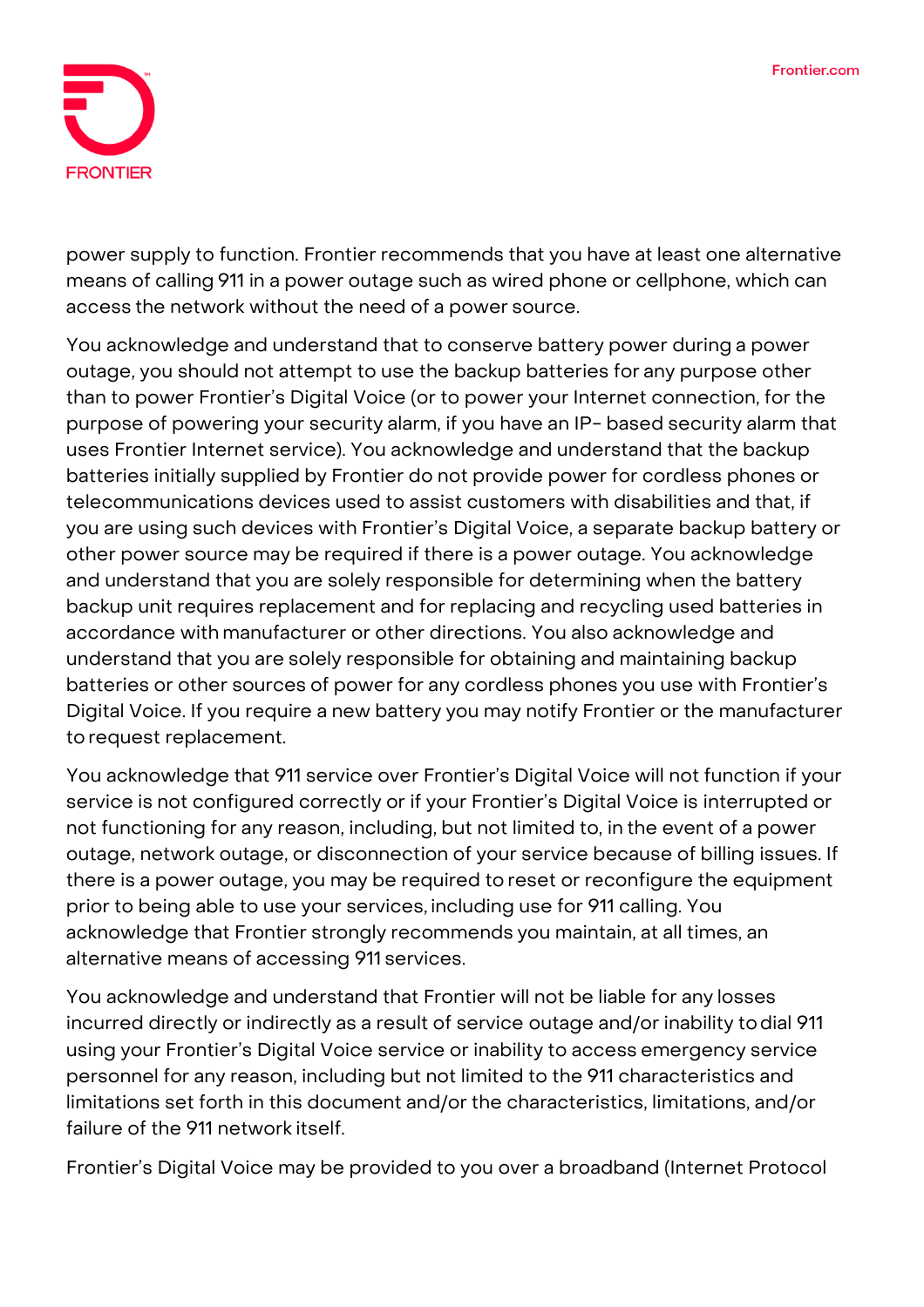power supply to function. Frontier recommends that you have at least one alternative means of calling 911 in a power outage such as wired phone or cellphone, which can access the network without the need of a power source.

You acknowledge and understand that to conserve battery power during a power outage, you should not attempt to use the backup batteries for any purpose other than to power Frontier's Digital Voice (or to power your Internet connection, for the purpose of powering your security alarm, if you have an IP- based security alarm that uses Frontier Internet service). You acknowledge and understand that the backup batteries initially supplied by Frontier do not provide power for cordless phones or telecommunications devices used to assist customers with disabilities and that, if you are using such devices with Frontier's Digital Voice, a separate backup battery or other power source may be required if there is a power outage. You acknowledge and understand that you are solely responsible for determining when the battery backup unit requires replacement and for replacing and recycling used batteries in accordance with manufacturer or other directions. You also acknowledge and understand that you are solely responsible for obtaining and maintaining backup batteries or other sources of power for any cordless phones you use with Frontier's Digital Voice. If you require a new battery you may notify Frontier or the manufacturer to request replacement.

You acknowledge that 911 service over Frontier's Digital Voice will not function if your service is not configured correctly or if your Frontier's Digital Voice is interrupted or not functioning for any reason, including, but not limited to, in the event of a power outage, network outage, or disconnection of your service because of billing issues. If there is a power outage, you may be required to reset or reconfigure the equipment prior to being able to use your services, including use for 911 calling. You acknowledge that Frontier strongly recommends you maintain, at all times, an alternative means of accessing 911 services.

You acknowledge and understand that Frontier will not be liable for any losses incurred directly or indirectly as a result of service outage and/or inability to dial 911 using your Frontier's Digital Voice service or inability to access emergency service personnel for any reason, including but not limited to the 911 characteristics and limitations set forth in this document and/or the characteristics, limitations, and/or failure of the 911 network itself.

Frontier's Digital Voice may be provided to you over a broadband (Internet Protocol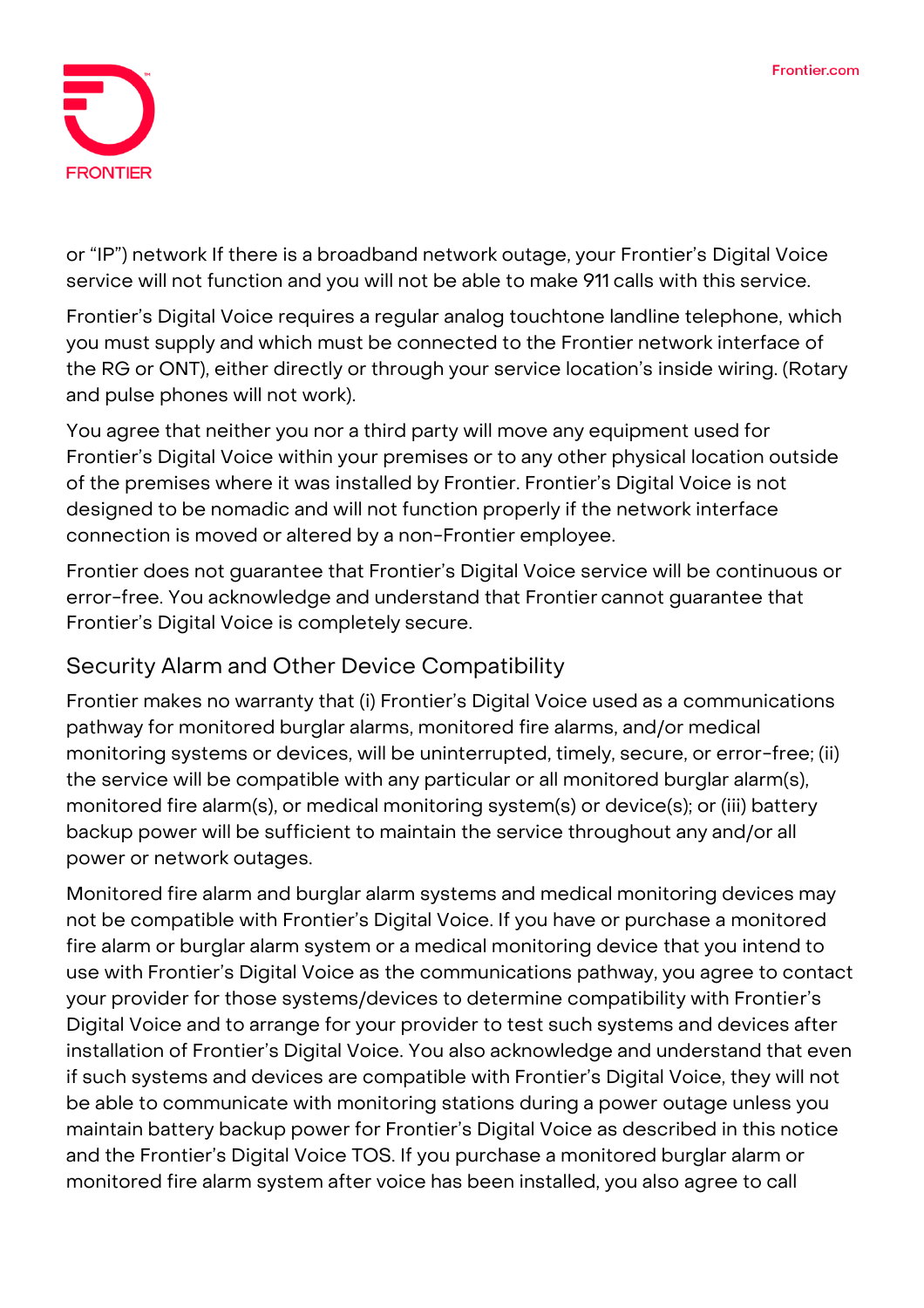or “IP”) network If there is a broadband network outage, your Frontier’s Digital Voice service will not function and you will not be able to make 911 calls with this service.

Frontier’s Digital Voice requires a regular analog touchtone landline telephone, which you must supply and which must be connected to the Frontier network interface of the RG or ONT), either directly or through your service location’s inside wiring. (Rotary and pulse phones will not work).

You agree that neither you nor a third party will move any equipment used for Frontier’s Digital Voice within your premises or to any other physical location outside of the premises where it was installed by Frontier. Frontier’s Digital Voice is not designed to be nomadic and will not function properly if the network interface connection is moved or altered by a non-Frontier employee.

Frontier does not guarantee that Frontier’s Digital Voice service will be continuous or error-free. You acknowledge and understand that Frontier cannot guarantee that Frontier’s Digital Voice is completely secure.

## Security Alarm and Other Device Compatibility

Frontier makes no warranty that (i) Frontier’s Digital Voice used as a communications pathway for monitored burglar alarms, monitored fire alarms, and/or medical monitoring systems or devices, will be uninterrupted, timely, secure, or error-free; (ii) the service will be compatible with any particular or all monitored burglar alarm(s), monitored fire alarm(s), or medical monitoring system(s) or device(s); or (iii) battery backup power will be sufficient to maintain the service throughout any and/or all power or network outages.

Monitored fire alarm and burglar alarm systems and medical monitoring devices may not be compatible with Frontier’s Digital Voice. If you have or purchase a monitored fire alarm or burglar alarm system or a medical monitoring device that you intend to use with Frontier’s Digital Voice as the communications pathway, you agree to contact your provider for those systems/devices to determine compatibility with Frontier’s Digital Voice and to arrange for your provider to test such systems and devices after installation of Frontier’s Digital Voice. You also acknowledge and understand that even if such systems and devices are compatible with Frontier’s Digital Voice, they will not be able to communicate with monitoring stations during a power outage unless you maintain battery backup power for Frontier’s Digital Voice as described in this notice and the Frontier’s Digital Voice TOS. If you purchase a monitored burglar alarm or monitored fire alarm system after voice has been installed, you also agree to call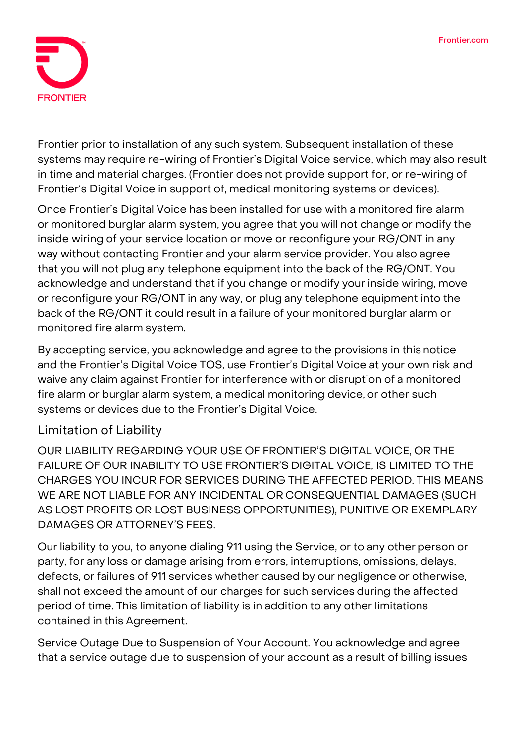Frontier prior to installation of any such system. Subsequent installation of these systems may require re-wiring of Frontier's Digital Voice service, which may also result in time and material charges. (Frontier does not provide support for, or re-wiring of Frontier's Digital Voice in support of, medical monitoring systems or devices).

Once Frontier's Digital Voice has been installed for use with a monitored fire alarm or monitored burglar alarm system, you agree that you will not change or modify the inside wiring of your service location or move or reconfigure your RG/ONT in any way without contacting Frontier and your alarm service provider. You also agree that you will not plug any telephone equipment into the back of the RG/ONT. You acknowledge and understand that if you change or modify your inside wiring, move or reconfigure your RG/ONT in any way, or plug any telephone equipment into the back of the RG/ONT it could result in a failure of your monitored burglar alarm or monitored fire alarm system.

By accepting service, you acknowledge and agree to the provisions in this notice and the Frontier's Digital Voice TOS, use Frontier's Digital Voice at your own risk and waive any claim against Frontier for interference with or disruption of a monitored fire alarm or burglar alarm system, a medical monitoring device, or other such systems or devices due to the Frontier's Digital Voice.

## Limitation of Liability

OUR LIABILITY REGARDING YOUR USE OF FRONTIER'S DIGITAL VOICE, OR THE FAILURE OF OUR INABILITY TO USE FRONTIER'S DIGITAL VOICE, IS LIMITED TO THE CHARGES YOU INCUR FOR SERVICES DURING THE AFFECTED PERIOD. THIS MEANS WE ARE NOT LIABLE FOR ANY INCIDENTAL OR CONSEQUENTIAL DAMAGES (SUCH AS LOST PROFITS OR LOST BUSINESS OPPORTUNITIES), PUNITIVE OR EXEMPLARY DAMAGES OR ATTORNEY'S FEES.

Our liability to you, to anyone dialing 911 using the Service, or to any other person or party, for any loss or damage arising from errors, interruptions, omissions, delays, defects, or failures of 911 services whether caused by our negligence or otherwise, shall not exceed the amount of our charges for such services during the affected period of time. This limitation of liability is in addition to any other limitations contained in this Agreement.

Service Outage Due to Suspension of Your Account. You acknowledge and agree that a service outage due to suspension of your account as a result of billing issues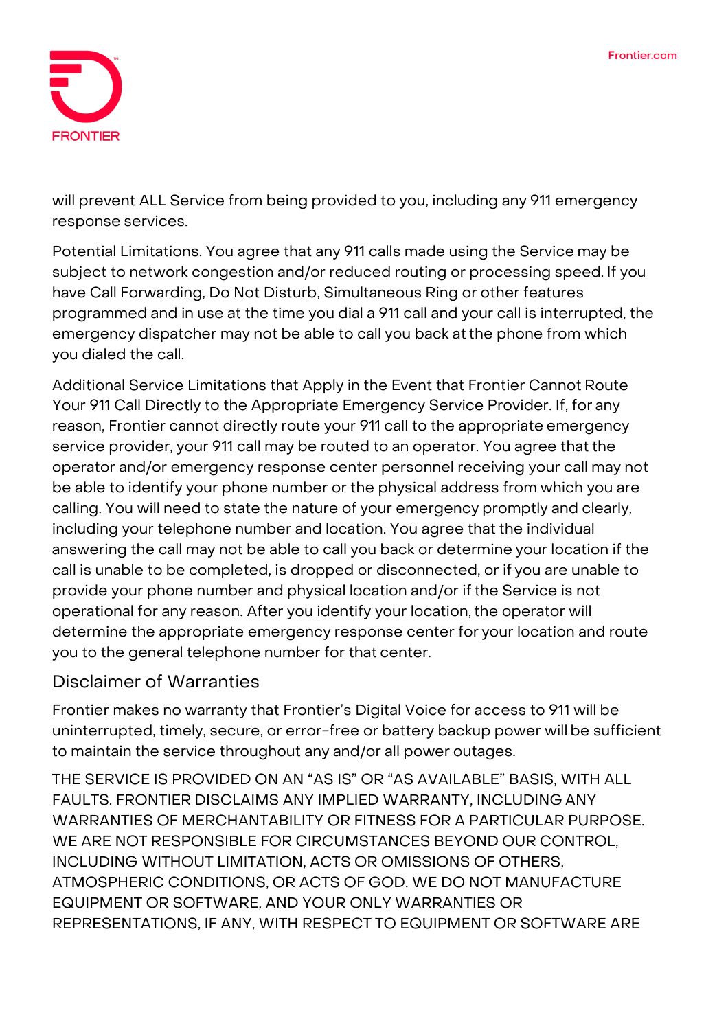will prevent ALL Service from being provided to you, including any 911 emergency response services.

Potential Limitations. You agree that any 911 calls made using the Service may be subject to network congestion and/or reduced routing or processing speed. If you have Call Forwarding, Do Not Disturb, Simultaneous Ring or other features programmed and in use at the time you dial a 911 call and your call is interrupted, the emergency dispatcher may not be able to call you back at the phone from which you dialed the call.

Additional Service Limitations that Apply in the Event that Frontier Cannot Route Your 911 Call Directly to the Appropriate Emergency Service Provider. If, for any reason, Frontier cannot directly route your 911 call to the appropriate emergency service provider, your 911 call may be routed to an operator. You agree that the operator and/or emergency response center personnel receiving your call may not be able to identify your phone number or the physical address from which you are calling. You will need to state the nature of your emergency promptly and clearly, including your telephone number and location. You agree that the individual answering the call may not be able to call you back or determine your location if the call is unable to be completed, is dropped or disconnected, or if you are unable to provide your phone number and physical location and/or if the Service is not operational for any reason. After you identify your location, the operator will determine the appropriate emergency response center for your location and route you to the general telephone number for that center.

## Disclaimer of Warranties

Frontier makes no warranty that Frontier's Digital Voice for access to 911 will be uninterrupted, timely, secure, or error-free or battery backup power will be sufficient to maintain the service throughout any and/or all power outages.

THE SERVICE IS PROVIDED ON AN "AS IS" OR "AS AVAILABLE" BASIS, WITH ALL FAULTS. FRONTIER DISCLAIMS ANY IMPLIED WARRANTY, INCLUDING ANY WARRANTIES OF MERCHANTABILITY OR FITNESS FOR A PARTICULAR PURPOSE. WE ARE NOT RESPONSIBLE FOR CIRCUMSTANCES BEYOND OUR CONTROL, INCLUDING WITHOUT LIMITATION, ACTS OR OMISSIONS OF OTHERS, ATMOSPHERIC CONDITIONS, OR ACTS OF GOD. WE DO NOT MANUFACTURE EQUIPMENT OR SOFTWARE, AND YOUR ONLY WARRANTIES OR REPRESENTATIONS, IF ANY, WITH RESPECT TO EQUIPMENT OR SOFTWARE ARE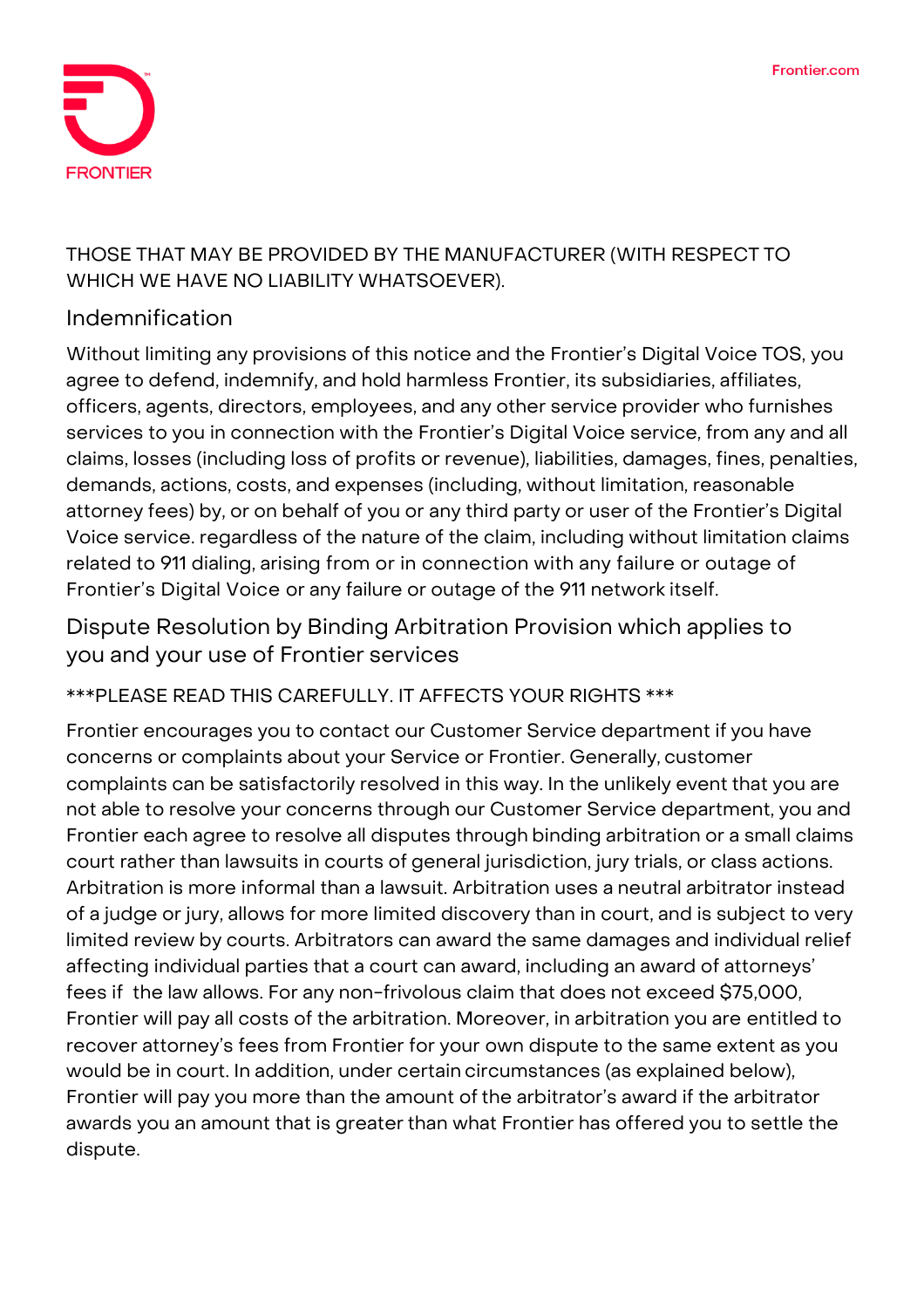THOSE THAT MAY BE PROVIDED BY THE MANUFACTURER (WITH RESPECT TO WHICH WE HAVE NO LIABILITY WHATSOEVER).

## Indemnification

Without limiting any provisions of this notice and the Frontier's Digital Voice TOS, you agree to defend, indemnify, and hold harmless Frontier, its subsidiaries, affiliates, officers, agents, directors, employees, and any other service provider who furnishes services to you in connection with the Frontier's Digital Voice service, from any and all claims, losses (including loss of profits or revenue), liabilities, damages, fines, penalties, demands, actions, costs, and expenses (including, without limitation, reasonable attorney fees) by, or on behalf of you or any third party or user of the Frontier's Digital Voice service. regardless of the nature of the claim, including without limitation claims related to 911 dialing, arising from or in connection with any failure or outage of Frontier's Digital Voice or any failure or outage of the 911 network itself.

## Dispute Resolution by Binding Arbitration Provision which applies to you and your use of Frontier services

***PLEASE READ THIS CAREFULLY. IT AFFECTS YOUR RIGHTS ***

Frontier encourages you to contact our Customer Service department if you have concerns or complaints about your Service or Frontier. Generally, customer complaints can be satisfactorily resolved in this way. In the unlikely event that you are not able to resolve your concerns through our Customer Service department, you and Frontier each agree to resolve all disputes through binding arbitration or a small claims court rather than lawsuits in courts of general jurisdiction, jury trials, or class actions. Arbitration is more informal than a lawsuit. Arbitration uses a neutral arbitrator instead of a judge or jury, allows for more limited discovery than in court, and is subject to very limited review by courts. Arbitrators can award the same damages and individual relief affecting individual parties that a court can award, including an award of attorneys' fees if the law allows. For any non-frivolous claim that does not exceed $75,000, Frontier will pay all costs of the arbitration. Moreover, in arbitration you are entitled to recover attorney's fees from Frontier for your own dispute to the same extent as you would be in court. In addition, under certain circumstances (as explained below), Frontier will pay you more than the amount of the arbitrator's award if the arbitrator awards you an amount that is greater than what Frontier has offered you to settle the dispute.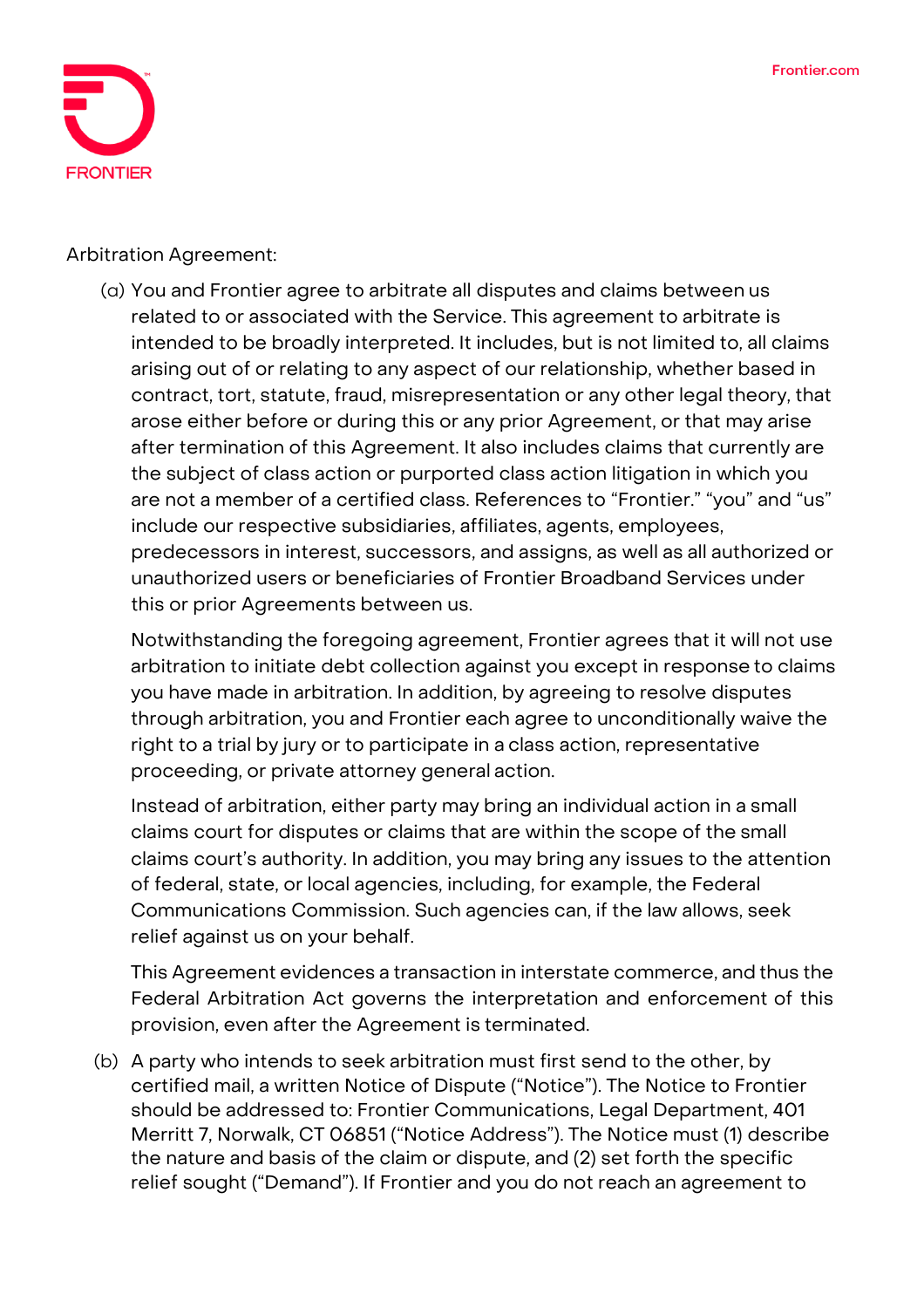Arbitration Agreement:

(a) You and Frontier agree to arbitrate all disputes and claims between us related to or associated with the Service. This agreement to arbitrate is intended to be broadly interpreted. It includes, but is not limited to, all claims arising out of or relating to any aspect of our relationship, whether based in contract, tort, statute, fraud, misrepresentation or any other legal theory, that arose either before or during this or any prior Agreement, or that may arise after termination of this Agreement. It also includes claims that currently are the subject of class action or purported class action litigation in which you are not a member of a certified class. References to "Frontier." "you" and "us" include our respective subsidiaries, affiliates, agents, employees, predecessors in interest, successors, and assigns, as well as all authorized or unauthorized users or beneficiaries of Frontier Broadband Services under this or prior Agreements between us.

Notwithstanding the foregoing agreement, Frontier agrees that it will not use arbitration to initiate debt collection against you except in response to claims you have made in arbitration. In addition, by agreeing to resolve disputes through arbitration, you and Frontier each agree to unconditionally waive the right to a trial by jury or to participate in a class action, representative proceeding, or private attorney general action.

Instead of arbitration, either party may bring an individual action in a small claims court for disputes or claims that are within the scope of the small claims court's authority. In addition, you may bring any issues to the attention of federal, state, or local agencies, including, for example, the Federal Communications Commission. Such agencies can, if the law allows, seek relief against us on your behalf.

This Agreement evidences a transaction in interstate commerce, and thus the Federal Arbitration Act governs the interpretation and enforcement of this provision, even after the Agreement is terminated.

(b) A party who intends to seek arbitration must first send to the other, by certified mail, a written Notice of Dispute ("Notice"). The Notice to Frontier should be addressed to: Frontier Communications, Legal Department, 401 Merritt 7, Norwalk, CT 06851 ("Notice Address"). The Notice must (1) describe the nature and basis of the claim or dispute, and (2) set forth the specific relief sought ("Demand"). If Frontier and you do not reach an agreement to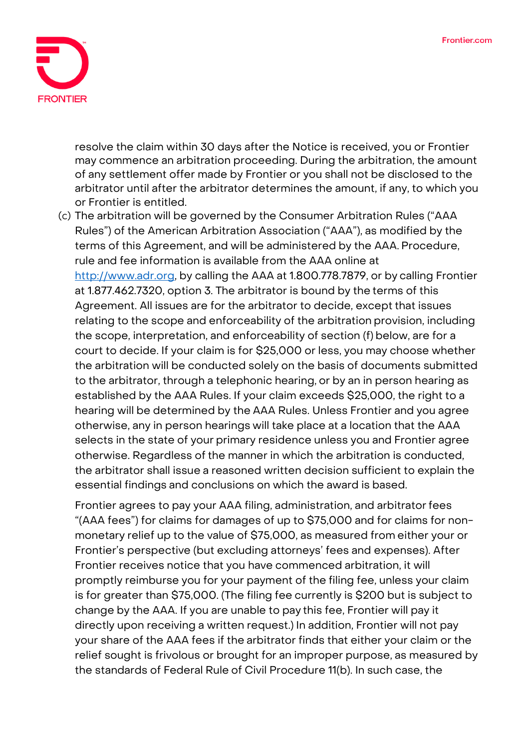resolve the claim within 30 days after the Notice is received, you or Frontier may commence an arbitration proceeding. During the arbitration, the amount of any settlement offer made by Frontier or you shall not be disclosed to the arbitrator until after the arbitrator determines the amount, if any, to which you or Frontier is entitled.

(c) The arbitration will be governed by the Consumer Arbitration Rules ("AAA Rules") of the American Arbitration Association ("AAA"), as modified by the terms of this Agreement, and will be administered by the AAA. Procedure, rule and fee information is available from the AAA online at [http://www.adr.org](http://www.adr.org), by calling the AAA at 1.800.778.7879, or by calling Frontier at 1.877.462.7320, option 3. The arbitrator is bound by the terms of this Agreement. All issues are for the arbitrator to decide, except that issues relating to the scope and enforceability of the arbitration provision, including the scope, interpretation, and enforceability of section (f) below, are for a court to decide. If your claim is for $25,000 or less, you may choose whether the arbitration will be conducted solely on the basis of documents submitted to the arbitrator, through a telephonic hearing, or by an in person hearing as established by the AAA Rules. If your claim exceeds $25,000, the right to a hearing will be determined by the AAA Rules. Unless Frontier and you agree otherwise, any in person hearings will take place at a location that the AAA selects in the state of your primary residence unless you and Frontier agree otherwise. Regardless of the manner in which the arbitration is conducted, the arbitrator shall issue a reasoned written decision sufficient to explain the essential findings and conclusions on which the award is based.

Frontier agrees to pay your AAA filing, administration, and arbitrator fees "(AAA fees") for claims for damages of up to $75,000 and for claims for non-monetary relief up to the value of $75,000, as measured from either your or Frontier's perspective (but excluding attorneys' fees and expenses). After Frontier receives notice that you have commenced arbitration, it will promptly reimburse you for your payment of the filing fee, unless your claim is for greater than $75,000. (The filing fee currently is $200 but is subject to change by the AAA. If you are unable to pay this fee, Frontier will pay it directly upon receiving a written request.) In addition, Frontier will not pay your share of the AAA fees if the arbitrator finds that either your claim or the relief sought is frivolous or brought for an improper purpose, as measured by the standards of Federal Rule of Civil Procedure 11(b). In such case, the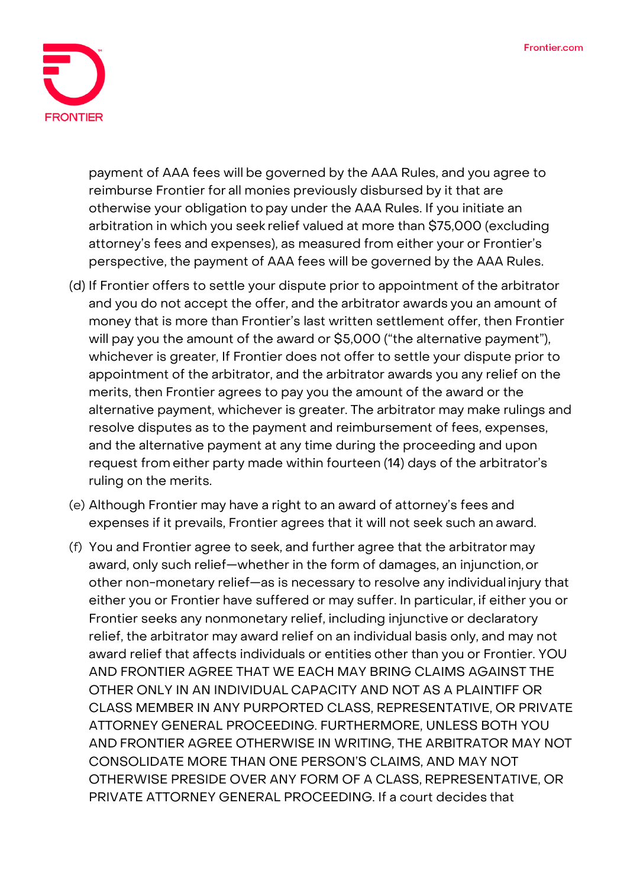payment of AAA fees will be governed by the AAA Rules, and you agree to reimburse Frontier for all monies previously disbursed by it that are otherwise your obligation to pay under the AAA Rules. If you initiate an arbitration in which you seek relief valued at more than $75,000 (excluding attorney's fees and expenses), as measured from either your or Frontier's perspective, the payment of AAA fees will be governed by the AAA Rules.

(d) If Frontier offers to settle your dispute prior to appointment of the arbitrator and you do not accept the offer, and the arbitrator awards you an amount of money that is more than Frontier's last written settlement offer, then Frontier will pay you the amount of the award or $5,000 ("the alternative payment"), whichever is greater, If Frontier does not offer to settle your dispute prior to appointment of the arbitrator, and the arbitrator awards you any relief on the merits, then Frontier agrees to pay you the amount of the award or the alternative payment, whichever is greater. The arbitrator may make rulings and resolve disputes as to the payment and reimbursement of fees, expenses, and the alternative payment at any time during the proceeding and upon request from either party made within fourteen (14) days of the arbitrator's ruling on the merits.

(e) Although Frontier may have a right to an award of attorney's fees and expenses if it prevails, Frontier agrees that it will not seek such an award.

(f) You and Frontier agree to seek, and further agree that the arbitrator may award, only such relief—whether in the form of damages, an injunction, or other non-monetary relief—as is necessary to resolve any individual injury that either you or Frontier have suffered or may suffer. In particular, if either you or Frontier seeks any nonmonetary relief, including injunctive or declaratory relief, the arbitrator may award relief on an individual basis only, and may not award relief that affects individuals or entities other than you or Frontier. YOU AND FRONTIER AGREE THAT WE EACH MAY BRING CLAIMS AGAINST THE OTHER ONLY IN AN INDIVIDUAL CAPACITY AND NOT AS A PLAINTIFF OR CLASS MEMBER IN ANY PURPORTED CLASS, REPRESENTATIVE, OR PRIVATE ATTORNEY GENERAL PROCEEDING. FURTHERMORE, UNLESS BOTH YOU AND FRONTIER AGREE OTHERWISE IN WRITING, THE ARBITRATOR MAY NOT CONSOLIDATE MORE THAN ONE PERSON'S CLAIMS, AND MAY NOT OTHERWISE PRESIDE OVER ANY FORM OF A CLASS, REPRESENTATIVE, OR PRIVATE ATTORNEY GENERAL PROCEEDING. If a court decides that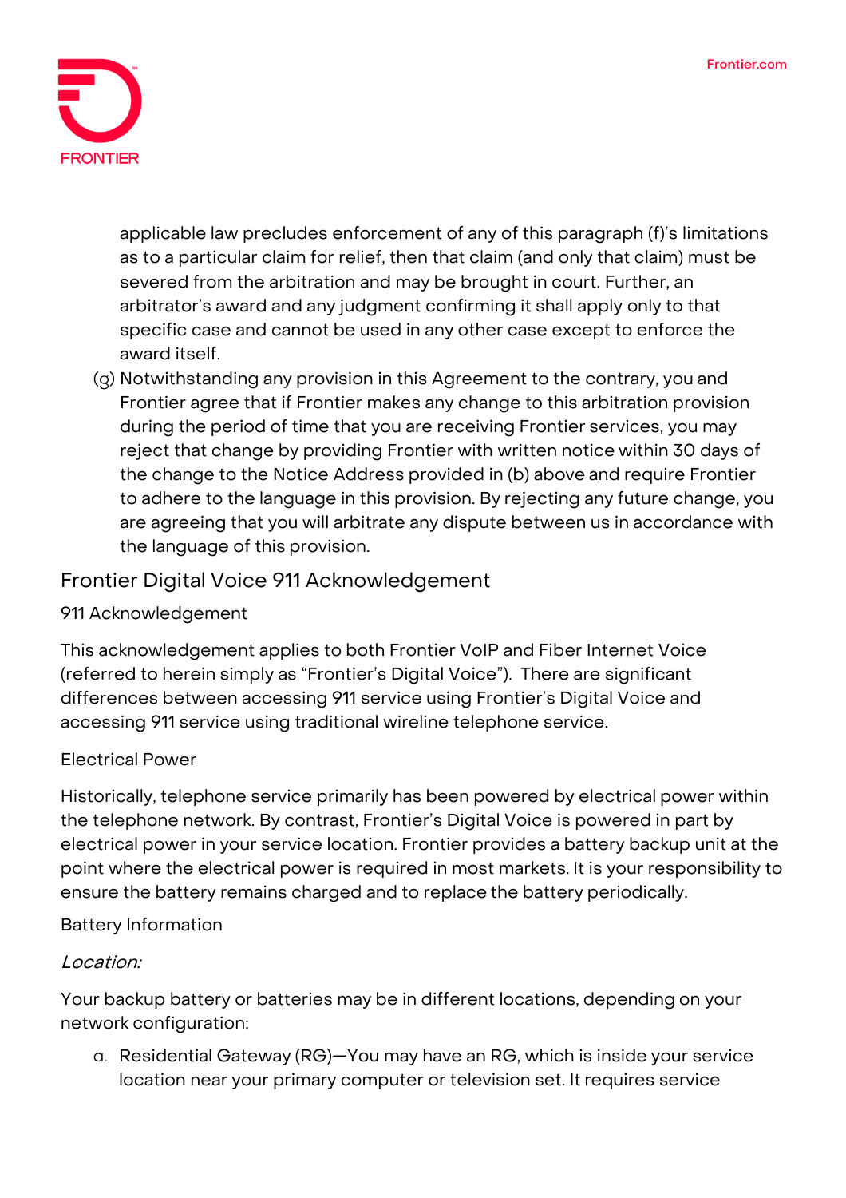applicable law precludes enforcement of any of this paragraph (f)'s limitations as to a particular claim for relief, then that claim (and only that claim) must be severed from the arbitration and may be brought in court. Further, an arbitrator's award and any judgment confirming it shall apply only to that specific case and cannot be used in any other case except to enforce the award itself.

(g) Notwithstanding any provision in this Agreement to the contrary, you and Frontier agree that if Frontier makes any change to this arbitration provision during the period of time that you are receiving Frontier services, you may reject that change by providing Frontier with written notice within 30 days of the change to the Notice Address provided in (b) above and require Frontier to adhere to the language in this provision. By rejecting any future change, you are agreeing that you will arbitrate any dispute between us in accordance with the language of this provision.

## Frontier Digital Voice 911 Acknowledgement

### 911 Acknowledgement

This acknowledgement applies to both Frontier VoIP and Fiber Internet Voice (referred to herein simply as "Frontier's Digital Voice"). There are significant differences between accessing 911 service using Frontier's Digital Voice and accessing 911 service using traditional wireline telephone service.

### Electrical Power

Historically, telephone service primarily has been powered by electrical power within the telephone network. By contrast, Frontier's Digital Voice is powered in part by electrical power in your service location. Frontier provides a battery backup unit at the point where the electrical power is required in most markets. It is your responsibility to ensure the battery remains charged and to replace the battery periodically.

### Battery Information

*Location:*

Your backup battery or batteries may be in different locations, depending on your network configuration:

a. Residential Gateway (RG)—You may have an RG, which is inside your service location near your primary computer or television set. It requires service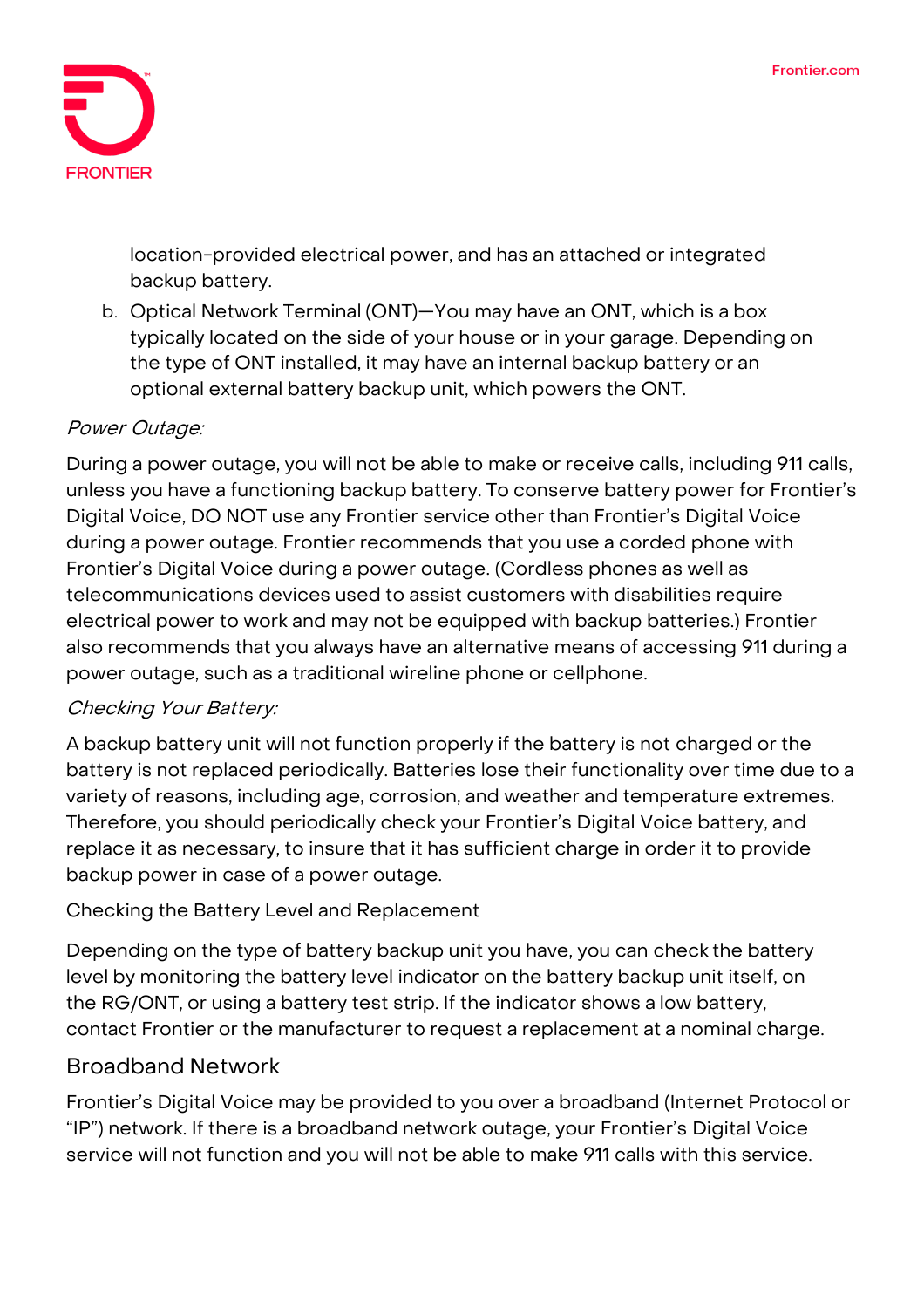location-provided electrical power, and has an attached or integrated backup battery.

b. Optical Network Terminal (ONT)—You may have an ONT, which is a box typically located on the side of your house or in your garage. Depending on the type of ONT installed, it may have an internal backup battery or an optional external battery backup unit, which powers the ONT.

*Power Outage:*

During a power outage, you will not be able to make or receive calls, including 911 calls, unless you have a functioning backup battery. To conserve battery power for Frontier's Digital Voice, DO NOT use any Frontier service other than Frontier's Digital Voice during a power outage. Frontier recommends that you use a corded phone with Frontier's Digital Voice during a power outage. (Cordless phones as well as telecommunications devices used to assist customers with disabilities require electrical power to work and may not be equipped with backup batteries.) Frontier also recommends that you always have an alternative means of accessing 911 during a power outage, such as a traditional wireline phone or cellphone.

*Checking Your Battery:*

A backup battery unit will not function properly if the battery is not charged or the battery is not replaced periodically. Batteries lose their functionality over time due to a variety of reasons, including age, corrosion, and weather and temperature extremes. Therefore, you should periodically check your Frontier's Digital Voice battery, and replace it as necessary, to insure that it has sufficient charge in order it to provide backup power in case of a power outage.

Checking the Battery Level and Replacement

Depending on the type of battery backup unit you have, you can check the battery level by monitoring the battery level indicator on the battery backup unit itself, on the RG/ONT, or using a battery test strip. If the indicator shows a low battery, contact Frontier or the manufacturer to request a replacement at a nominal charge.

## Broadband Network

Frontier's Digital Voice may be provided to you over a broadband (Internet Protocol or "IP") network. If there is a broadband network outage, your Frontier's Digital Voice service will not function and you will not be able to make 911 calls with this service.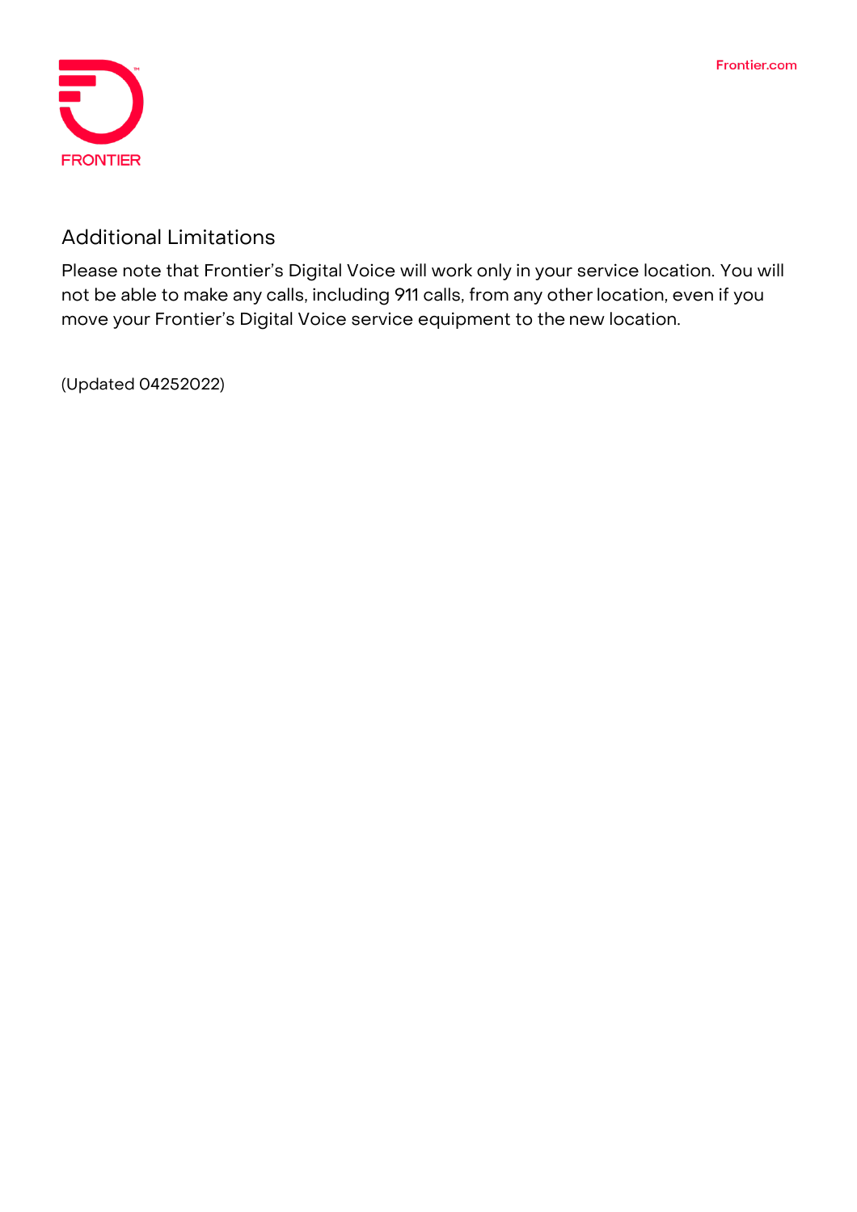## Additional Limitations

Please note that Frontier's Digital Voice will work only in your service location. You will not be able to make any calls, including 911 calls, from any other location, even if you move your Frontier's Digital Voice service equipment to the new location.

(Updated 04252022)